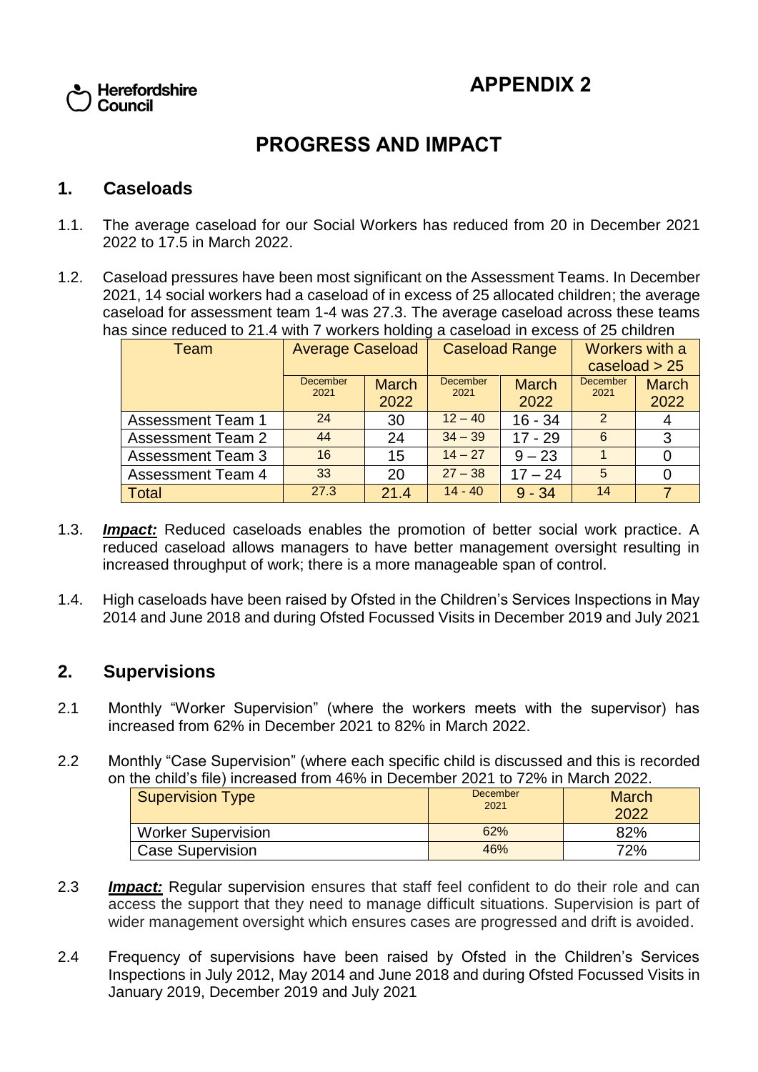Herefordshire Council

# APPENDIX 2

# PROGRESS AND IMPACT

## 1. Caseloads

1.1. The average caseload for our Social Workers has reduced from 20 in December 2021 2022 to 17.5 in March 2022.

1.2. Caseload pressures have been most significant on the Assessment Teams. In December 2021, 14 social workers had a caseload of in excess of 25 allocated children; the average caseload for assessment team 1-4 was 27.3. The average caseload across these teams has since reduced to 21.4 with 7 workers holding a caseload in excess of 25 children

| Team | Average Caseload | | Caseload Range | | Workers with a caseload > 25 | |
|---|---|---|---|---|---|---|
| | December 2021 | March 2022 | December 2021 | March 2022 | December 2021 | March 2022 |
| Assessment Team 1 | 24 | 30 | 12 – 40 | 16 - 34 | 2 | 4 |
| Assessment Team 2 | 44 | 24 | 34 – 39 | 17 - 29 | 6 | 3 |
| Assessment Team 3 | 16 | 15 | 14 – 27 | 9 – 23 | 1 | 0 |
| Assessment Team 4 | 33 | 20 | 27 – 38 | 17 – 24 | 5 | 0 |
| Total | 27.3 | 21.4 | 14 - 40 | 9 - 34 | 14 | 7 |

1.3. ***Impact:*** Reduced caseloads enables the promotion of better social work practice. A reduced caseload allows managers to have better management oversight resulting in increased throughput of work; there is a more manageable span of control.

1.4. High caseloads have been raised by Ofsted in the Children's Services Inspections in May 2014 and June 2018 and during Ofsted Focussed Visits in December 2019 and July 2021

## 2. Supervisions

2.1 Monthly "Worker Supervision" (where the workers meets with the supervisor) has increased from 62% in December 2021 to 82% in March 2022.

2.2 Monthly "Case Supervision" (where each specific child is discussed and this is recorded on the child's file) increased from 46% in December 2021 to 72% in March 2022.

| Supervision Type | December 2021 | March 2022 |
|---|---|---|
| Worker Supervision | 62% | 82% |
| Case Supervision | 46% | 72% |

2.3 ***Impact:*** Regular supervision ensures that staff feel confident to do their role and can access the support that they need to manage difficult situations. Supervision is part of wider management oversight which ensures cases are progressed and drift is avoided.

2.4 Frequency of supervisions have been raised by Ofsted in the Children's Services Inspections in July 2012, May 2014 and June 2018 and during Ofsted Focussed Visits in January 2019, December 2019 and July 2021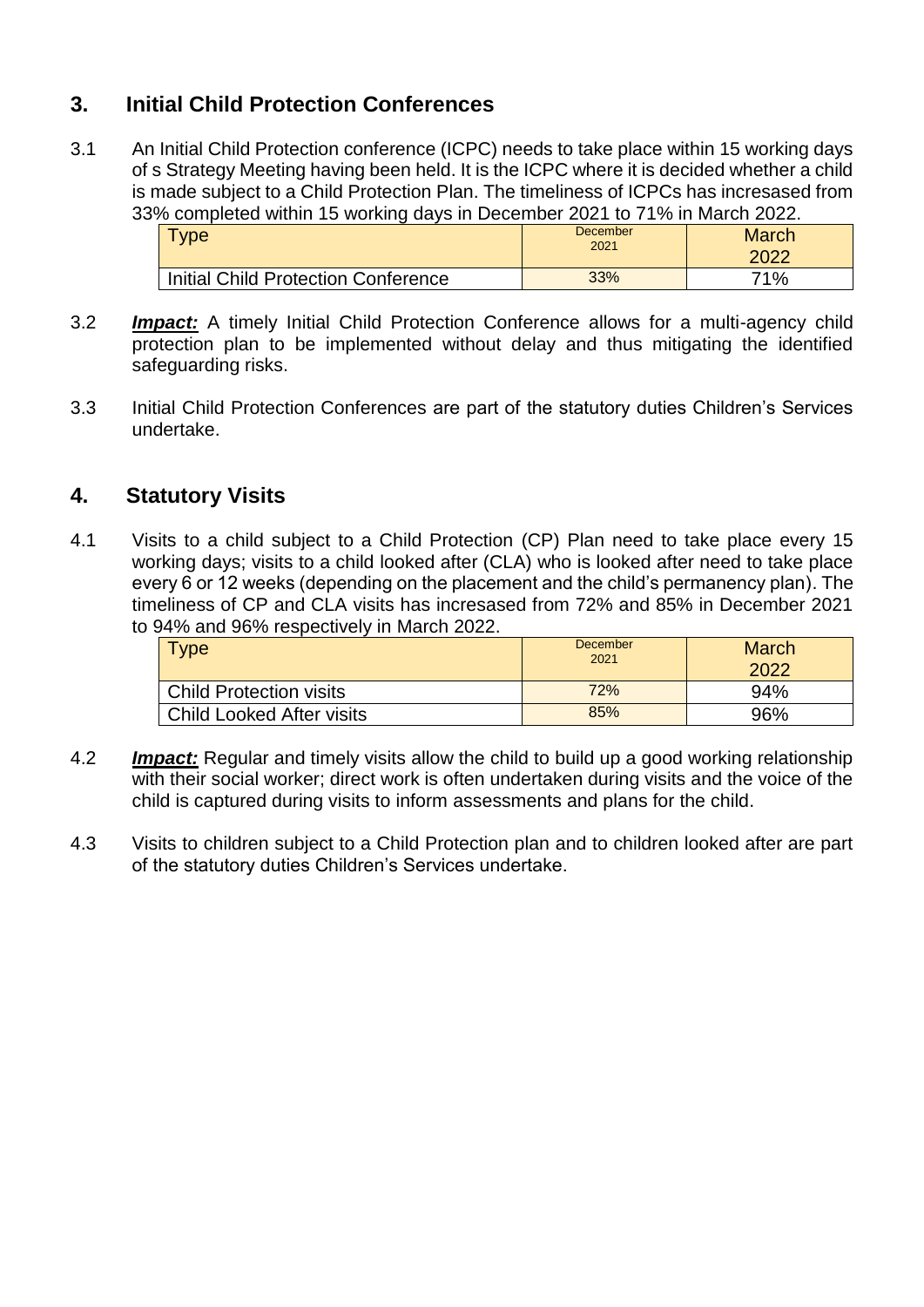## 3. Initial Child Protection Conferences

3.1 An Initial Child Protection conference (ICPC) needs to take place within 15 working days of s Strategy Meeting having been held. It is the ICPC where it is decided whether a child is made subject to a Child Protection Plan. The timeliness of ICPCs has incresased from 33% completed within 15 working days in December 2021 to 71% in March 2022.

| Type | December 2021 | March 2022 |
|---|---|---|
| Initial Child Protection Conference | 33% | 71% |

3.2 ***Impact:*** A timely Initial Child Protection Conference allows for a multi-agency child protection plan to be implemented without delay and thus mitigating the identified safeguarding risks.

3.3 Initial Child Protection Conferences are part of the statutory duties Children's Services undertake.

## 4. Statutory Visits

4.1 Visits to a child subject to a Child Protection (CP) Plan need to take place every 15 working days; visits to a child looked after (CLA) who is looked after need to take place every 6 or 12 weeks (depending on the placement and the child's permanency plan). The timeliness of CP and CLA visits has incresased from 72% and 85% in December 2021 to 94% and 96% respectively in March 2022.

| Type | December 2021 | March 2022 |
|---|---|---|
| Child Protection visits | 72% | 94% |
| Child Looked After visits | 85% | 96% |

4.2 ***Impact:*** Regular and timely visits allow the child to build up a good working relationship with their social worker; direct work is often undertaken during visits and the voice of the child is captured during visits to inform assessments and plans for the child.

4.3 Visits to children subject to a Child Protection plan and to children looked after are part of the statutory duties Children's Services undertake.